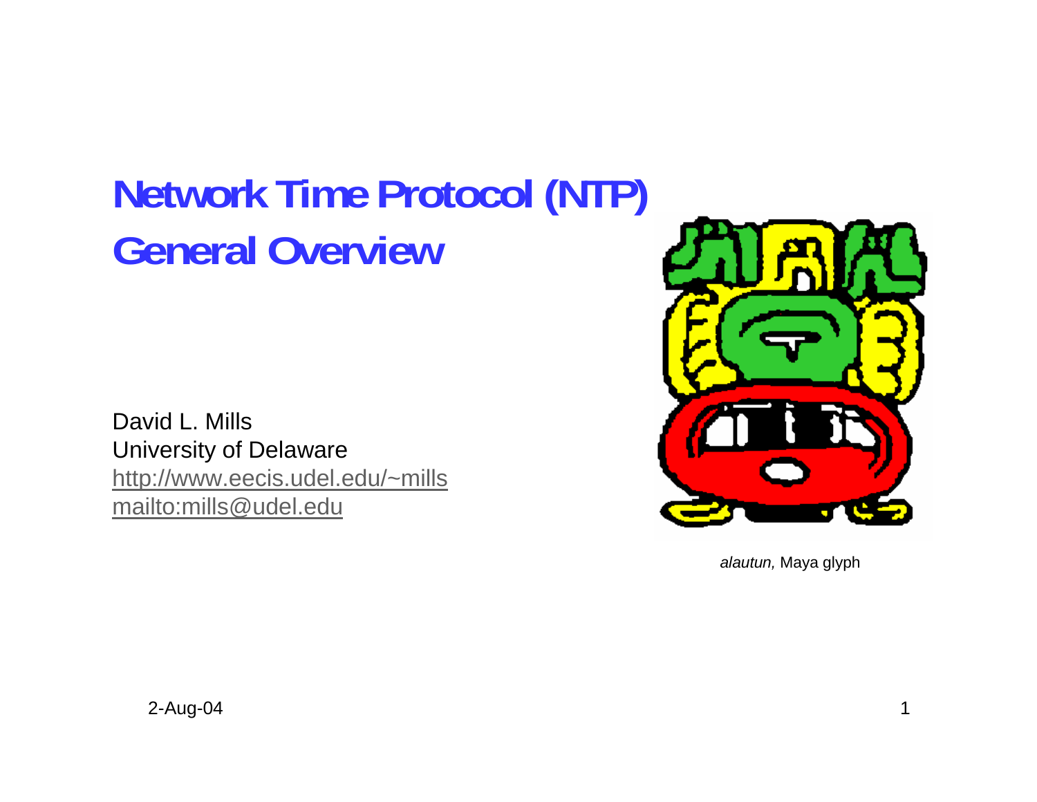# Network Time Protocol (NTP) General Overview

David L. Mills
University of Delaware
http://www.eecis.udel.edu/~mills
mailto:mills@udel.edu

*alautun,* Maya glyph

2-Aug-04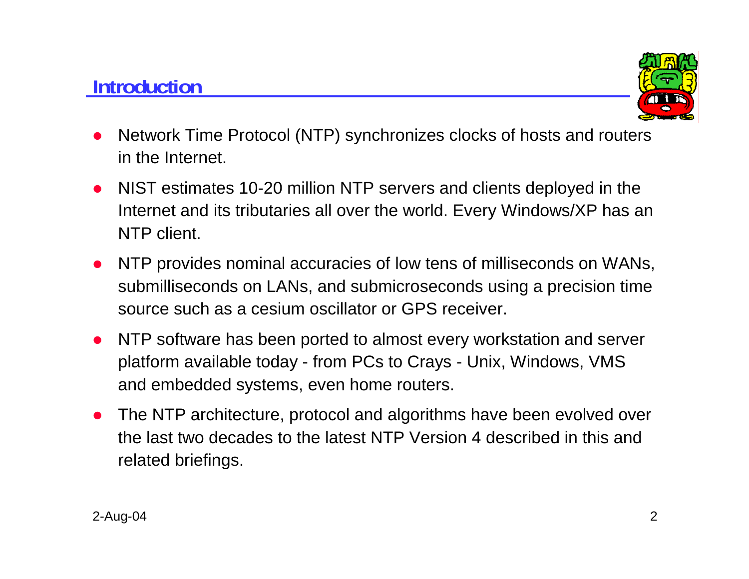## Introduction

- Network Time Protocol (NTP) synchronizes clocks of hosts and routers in the Internet.
- NIST estimates 10-20 million NTP servers and clients deployed in the Internet and its tributaries all over the world. Every Windows/XP has an NTP client.
- NTP provides nominal accuracies of low tens of milliseconds on WANs, submilliseconds on LANs, and submicroseconds using a precision time source such as a cesium oscillator or GPS receiver.
- NTP software has been ported to almost every workstation and server platform available today - from PCs to Crays - Unix, Windows, VMS and embedded systems, even home routers.
- The NTP architecture, protocol and algorithms have been evolved over the last two decades to the latest NTP Version 4 described in this and related briefings.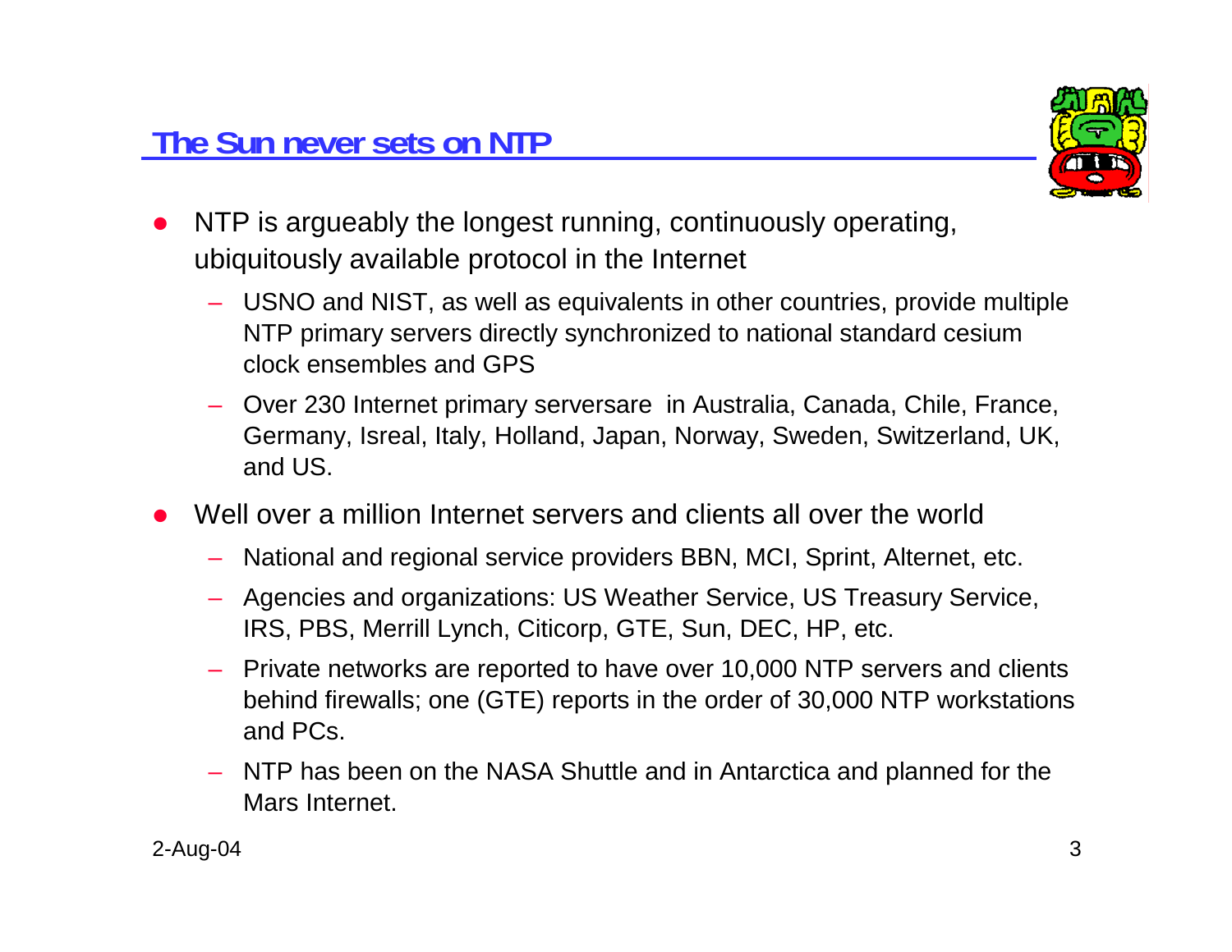## The Sun never sets on NTP

- NTP is argueably the longest running, continuously operating, ubiquitously available protocol in the Internet
  - USNO and NIST, as well as equivalents in other countries, provide multiple NTP primary servers directly synchronized to national standard cesium clock ensembles and GPS
  - Over 230 Internet primary serversare in Australia, Canada, Chile, France, Germany, Isreal, Italy, Holland, Japan, Norway, Sweden, Switzerland, UK, and US.
- Well over a million Internet servers and clients all over the world
  - National and regional service providers BBN, MCI, Sprint, Alternet, etc.
  - Agencies and organizations: US Weather Service, US Treasury Service, IRS, PBS, Merrill Lynch, Citicorp, GTE, Sun, DEC, HP, etc.
  - Private networks are reported to have over 10,000 NTP servers and clients behind firewalls; one (GTE) reports in the order of 30,000 NTP workstations and PCs.
  - NTP has been on the NASA Shuttle and in Antarctica and planned for the Mars Internet.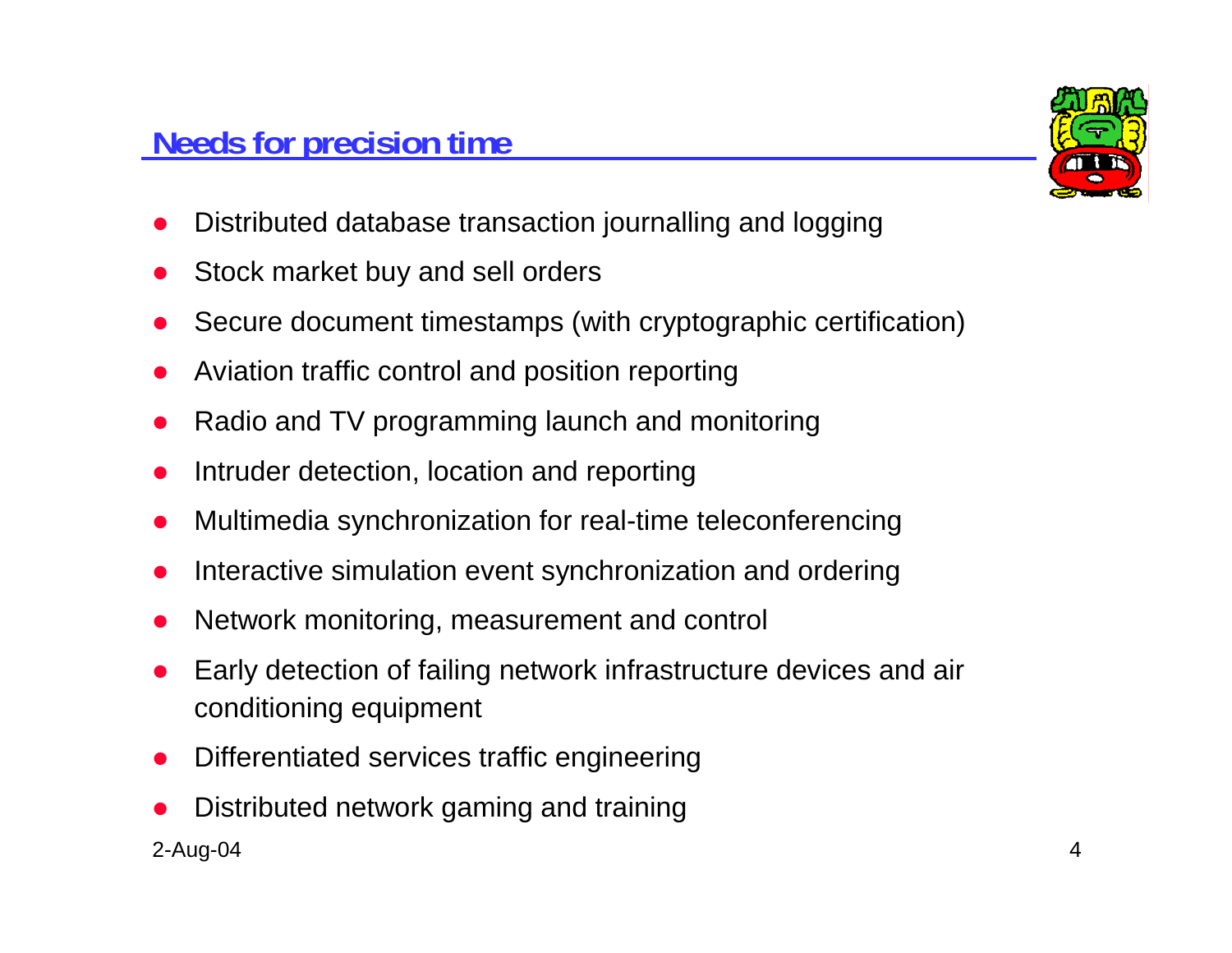## Needs for precision time

- Distributed database transaction journalling and logging
- Stock market buy and sell orders
- Secure document timestamps (with cryptographic certification)
- Aviation traffic control and position reporting
- Radio and TV programming launch and monitoring
- Intruder detection, location and reporting
- Multimedia synchronization for real-time teleconferencing
- Interactive simulation event synchronization and ordering
- Network monitoring, measurement and control
- Early detection of failing network infrastructure devices and air conditioning equipment
- Differentiated services traffic engineering
- Distributed network gaming and training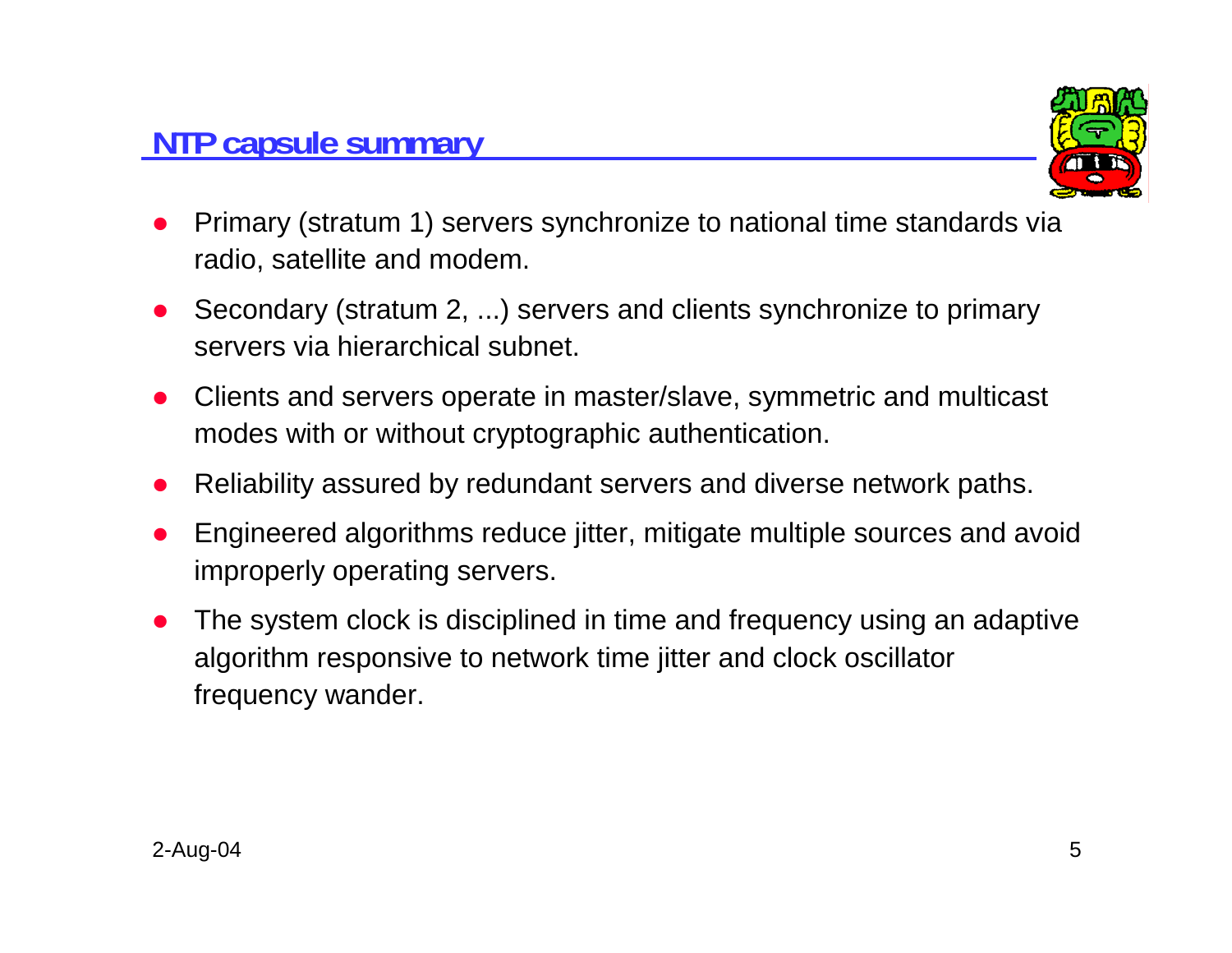## NTP capsule summary

- Primary (stratum 1) servers synchronize to national time standards via radio, satellite and modem.
- Secondary (stratum 2, ...) servers and clients synchronize to primary servers via hierarchical subnet.
- Clients and servers operate in master/slave, symmetric and multicast modes with or without cryptographic authentication.
- Reliability assured by redundant servers and diverse network paths.
- Engineered algorithms reduce jitter, mitigate multiple sources and avoid improperly operating servers.
- The system clock is disciplined in time and frequency using an adaptive algorithm responsive to network time jitter and clock oscillator frequency wander.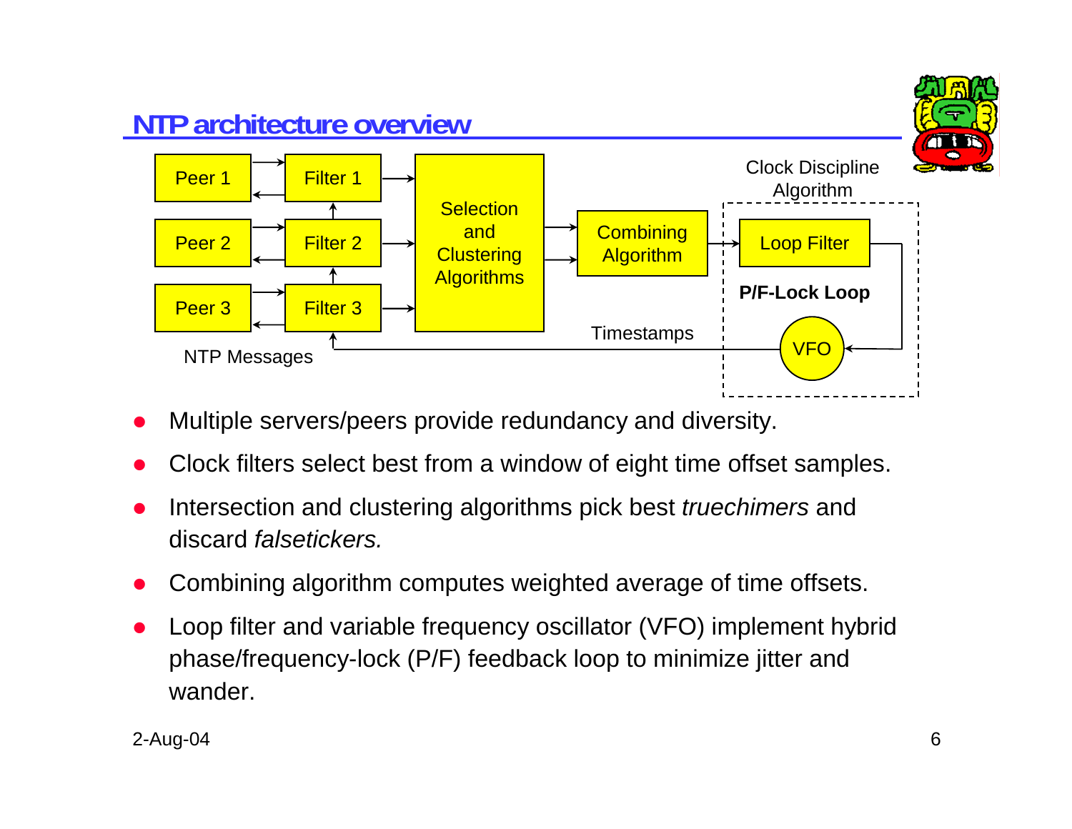# NTP architecture overview

- Multiple servers/peers provide redundancy and diversity.
- Clock filters select best from a window of eight time offset samples.
- Intersection and clustering algorithms pick best *truechimers* and discard *falsetickers.*
- Combining algorithm computes weighted average of time offsets.
- Loop filter and variable frequency oscillator (VFO) implement hybrid phase/frequency-lock (P/F) feedback loop to minimize jitter and wander.

2-Aug-04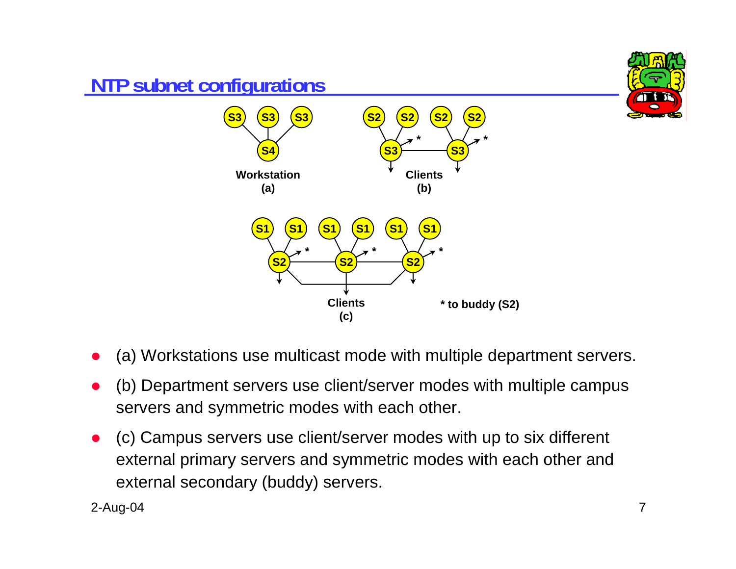# NTP subnet configurations

S3 S3 S3
S4
Workstation
(a)

S2 S2 S2 S2
S3 * S3 *
Clients
(b)

S1 S1 S1 S1 S1 S1
S2 * S2 * S2 *
Clients
(c)

* to buddy (S2)

- (a) Workstations use multicast mode with multiple department servers.
- (b) Department servers use client/server modes with multiple campus servers and symmetric modes with each other.
- (c) Campus servers use client/server modes with up to six different external primary servers and symmetric modes with each other and external secondary (buddy) servers.

2-Aug-04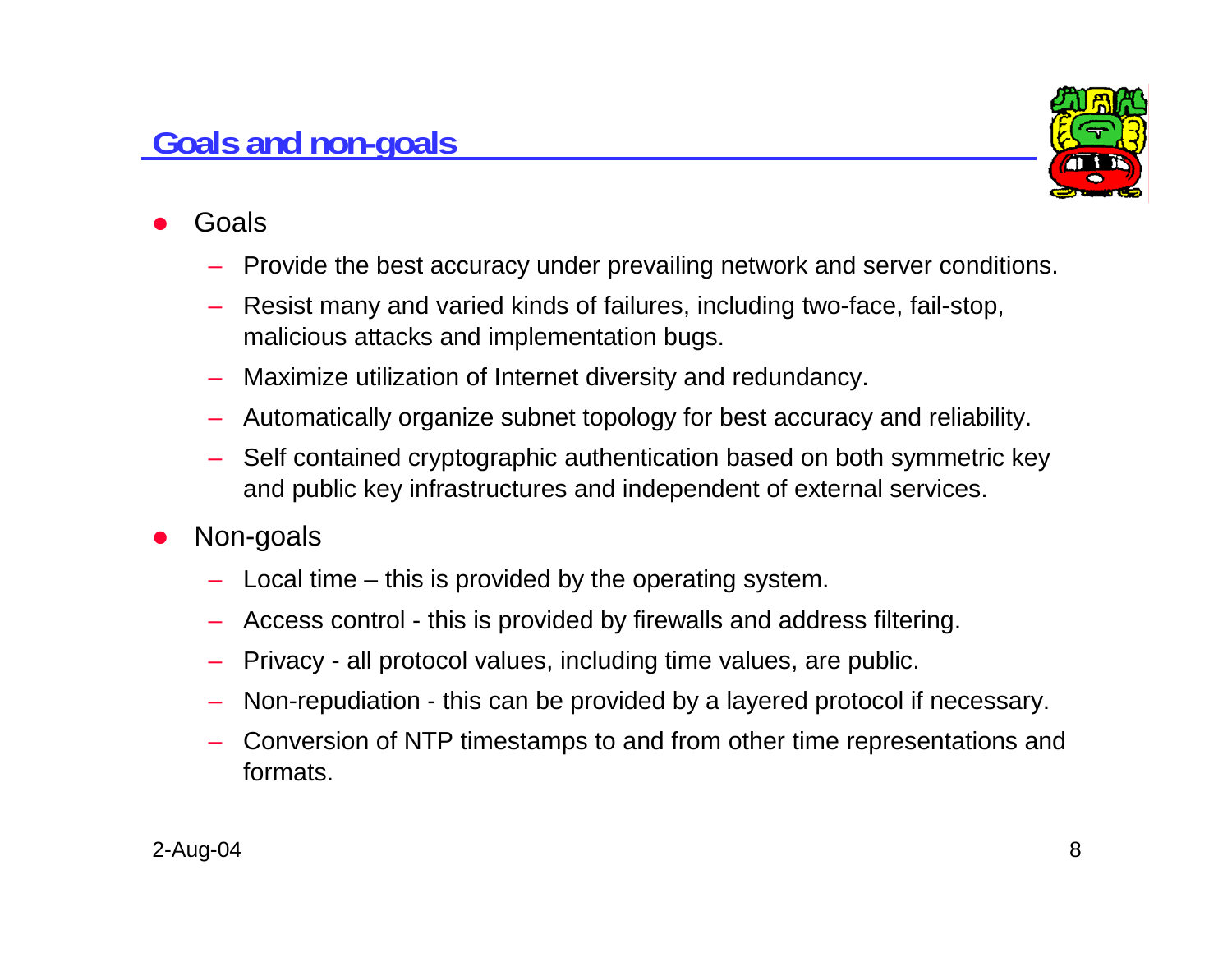## Goals and non-goals

- Goals
  - Provide the best accuracy under prevailing network and server conditions.
  - Resist many and varied kinds of failures, including two-face, fail-stop, malicious attacks and implementation bugs.
  - Maximize utilization of Internet diversity and redundancy.
  - Automatically organize subnet topology for best accuracy and reliability.
  - Self contained cryptographic authentication based on both symmetric key and public key infrastructures and independent of external services.
- Non-goals
  - Local time – this is provided by the operating system.
  - Access control - this is provided by firewalls and address filtering.
  - Privacy - all protocol values, including time values, are public.
  - Non-repudiation - this can be provided by a layered protocol if necessary.
  - Conversion of NTP timestamps to and from other time representations and formats.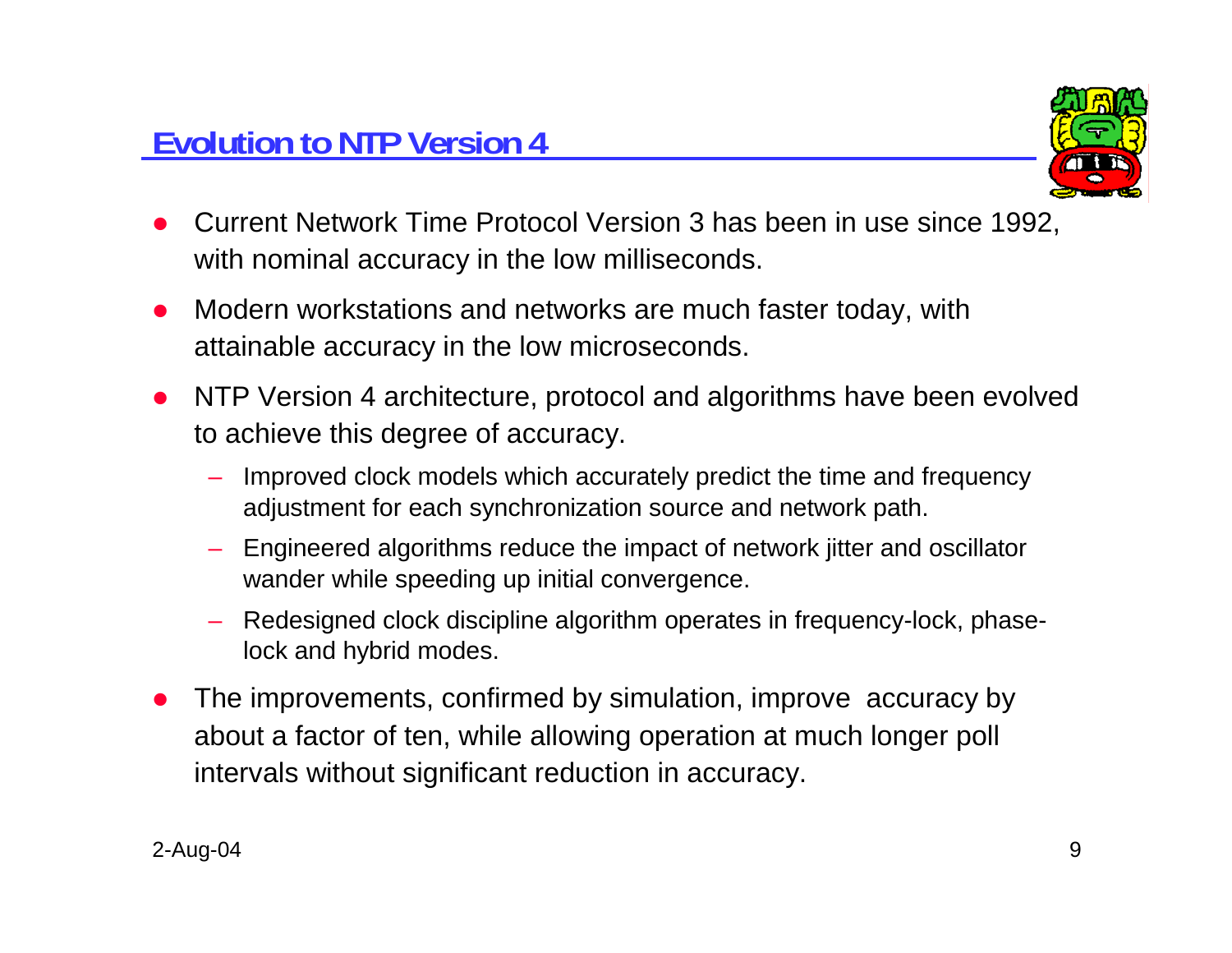## Evolution to NTP Version 4

- Current Network Time Protocol Version 3 has been in use since 1992, with nominal accuracy in the low milliseconds.
- Modern workstations and networks are much faster today, with attainable accuracy in the low microseconds.
- NTP Version 4 architecture, protocol and algorithms have been evolved to achieve this degree of accuracy.
  - Improved clock models which accurately predict the time and frequency adjustment for each synchronization source and network path.
  - Engineered algorithms reduce the impact of network jitter and oscillator wander while speeding up initial convergence.
  - Redesigned clock discipline algorithm operates in frequency-lock, phase-lock and hybrid modes.
- The improvements, confirmed by simulation, improve accuracy by about a factor of ten, while allowing operation at much longer poll intervals without significant reduction in accuracy.

2-Aug-04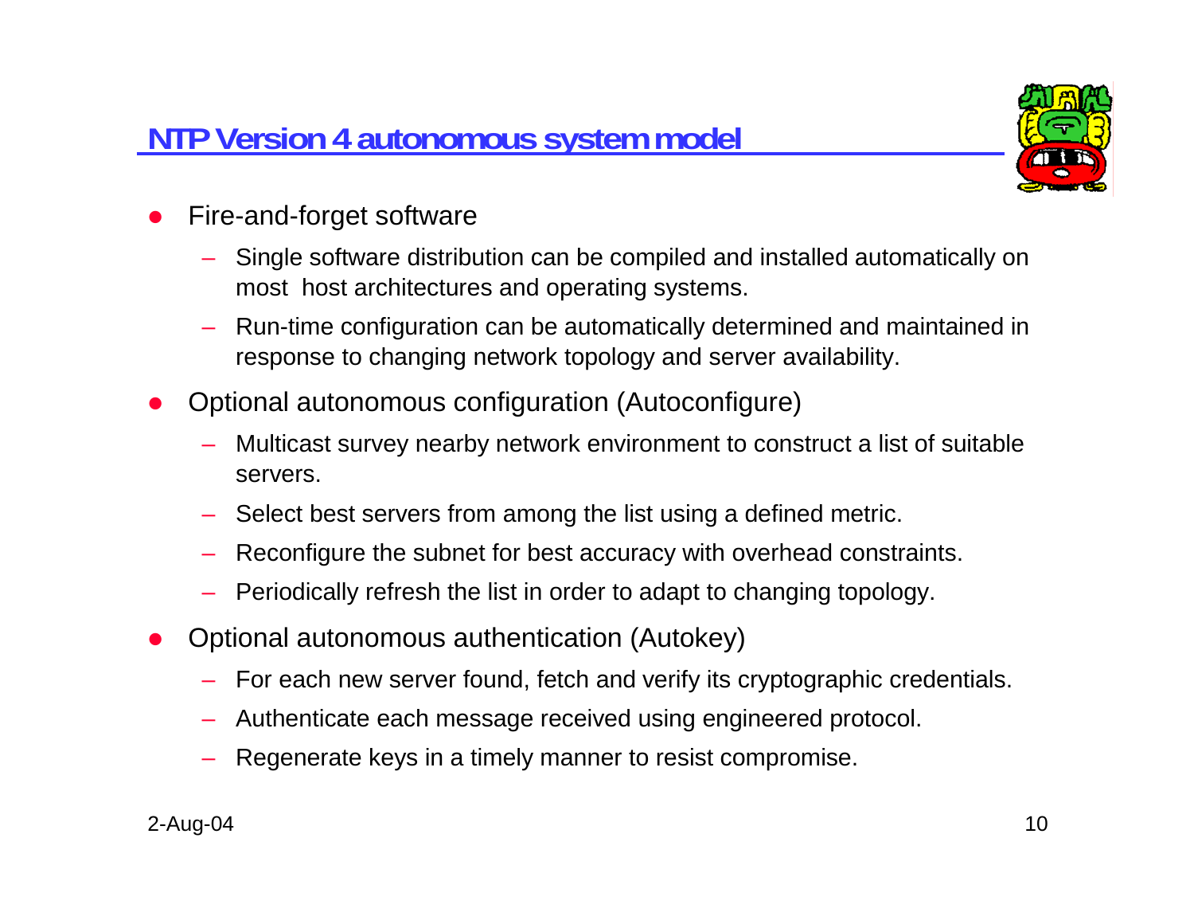## NTP Version 4 autonomous system model

- Fire-and-forget software
  - Single software distribution can be compiled and installed automatically on most host architectures and operating systems.
  - Run-time configuration can be automatically determined and maintained in response to changing network topology and server availability.
- Optional autonomous configuration (Autoconfigure)
  - Multicast survey nearby network environment to construct a list of suitable servers.
  - Select best servers from among the list using a defined metric.
  - Reconfigure the subnet for best accuracy with overhead constraints.
  - Periodically refresh the list in order to adapt to changing topology.
- Optional autonomous authentication (Autokey)
  - For each new server found, fetch and verify its cryptographic credentials.
  - Authenticate each message received using engineered protocol.
  - Regenerate keys in a timely manner to resist compromise.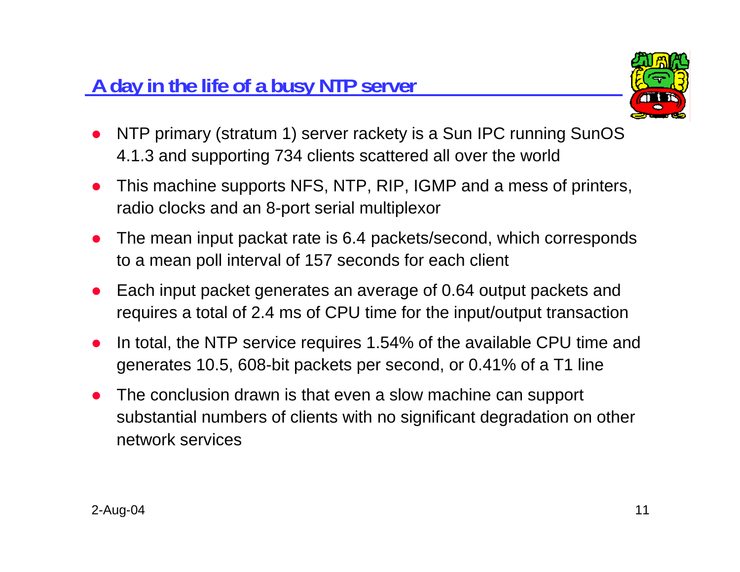## A day in the life of a busy NTP server

- NTP primary (stratum 1) server rackety is a Sun IPC running SunOS 4.1.3 and supporting 734 clients scattered all over the world
- This machine supports NFS, NTP, RIP, IGMP and a mess of printers, radio clocks and an 8-port serial multiplexor
- The mean input packat rate is 6.4 packets/second, which corresponds to a mean poll interval of 157 seconds for each client
- Each input packet generates an average of 0.64 output packets and requires a total of 2.4 ms of CPU time for the input/output transaction
- In total, the NTP service requires 1.54% of the available CPU time and generates 10.5, 608-bit packets per second, or 0.41% of a T1 line
- The conclusion drawn is that even a slow machine can support substantial numbers of clients with no significant degradation on other network services

2-Aug-04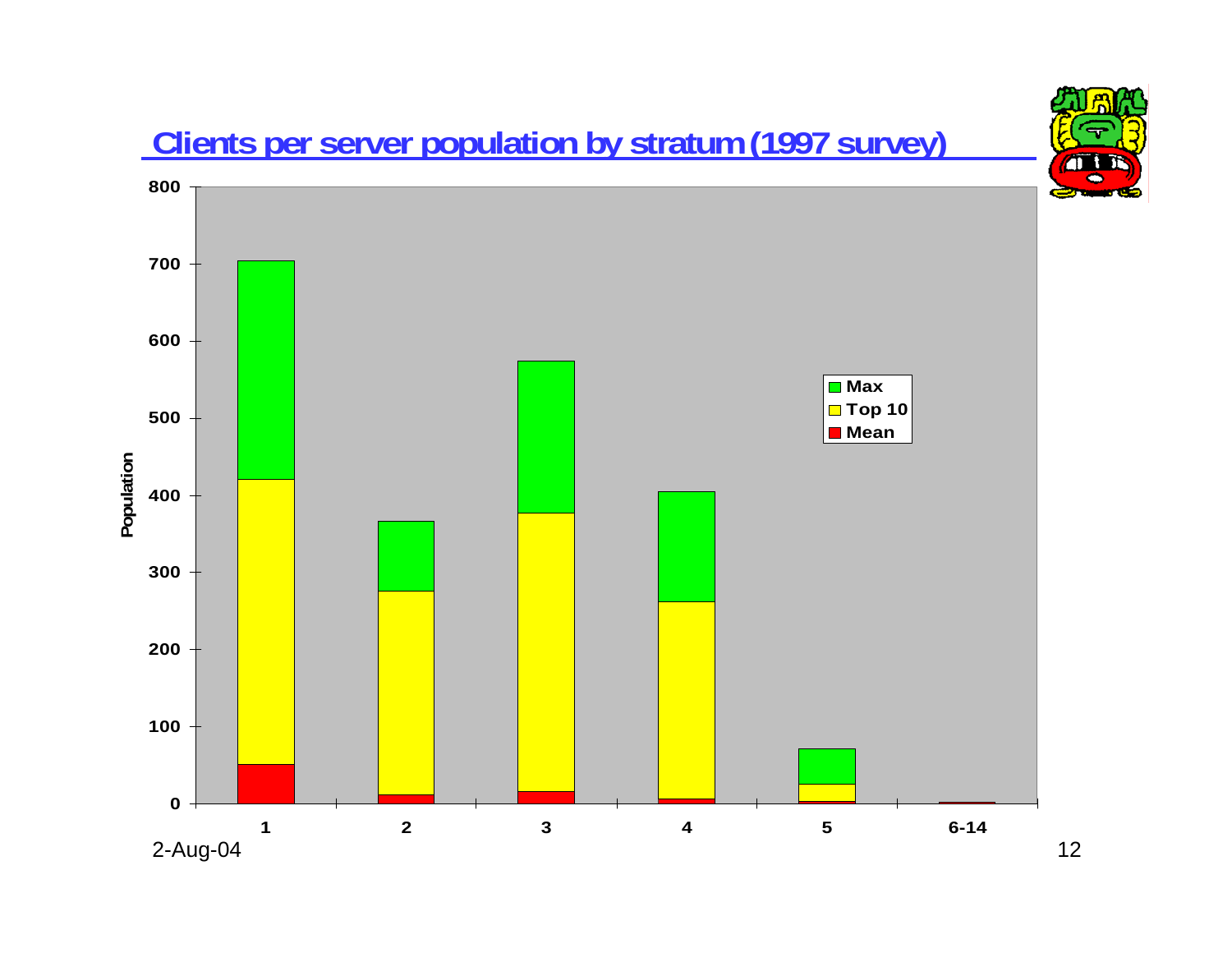## Clients per server population by stratum (1997 survey)

| Stratum | Mean | Top 10 | Max |
|---|---|---|---|
| 1 | ~50 | ~420 | ~705 |
| 2 | ~11 | ~275 | ~366 |
| 3 | ~15 | ~377 | ~574 |
| 4 | ~6 | ~262 | ~405 |
| 5 | ~3 | ~25 | ~71 |
| 6-14 | ~1 | ~1 | ~1 |

Population (y-axis, 0–800) by stratum (x-axis: 1, 2, 3, 4, 5, 6-14). Values are approximate readings from a stacked bar chart.

2-Aug-04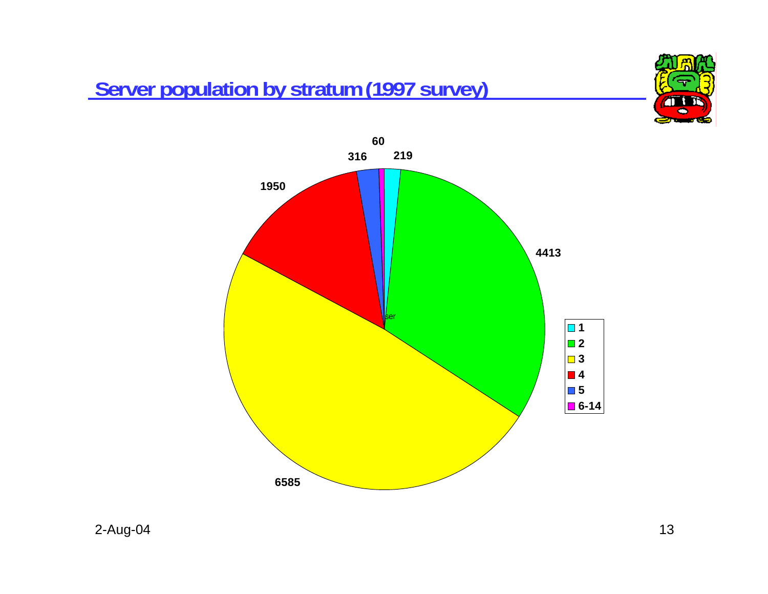## Server population by stratum (1997 survey)

| Stratum | Servers |
|---|---|
| 1 | 219 |
| 2 | 4413 |
| 3 | 6585 |
| 4 | 1950 |
| 5 | 316 |
| 6-14 | 60 |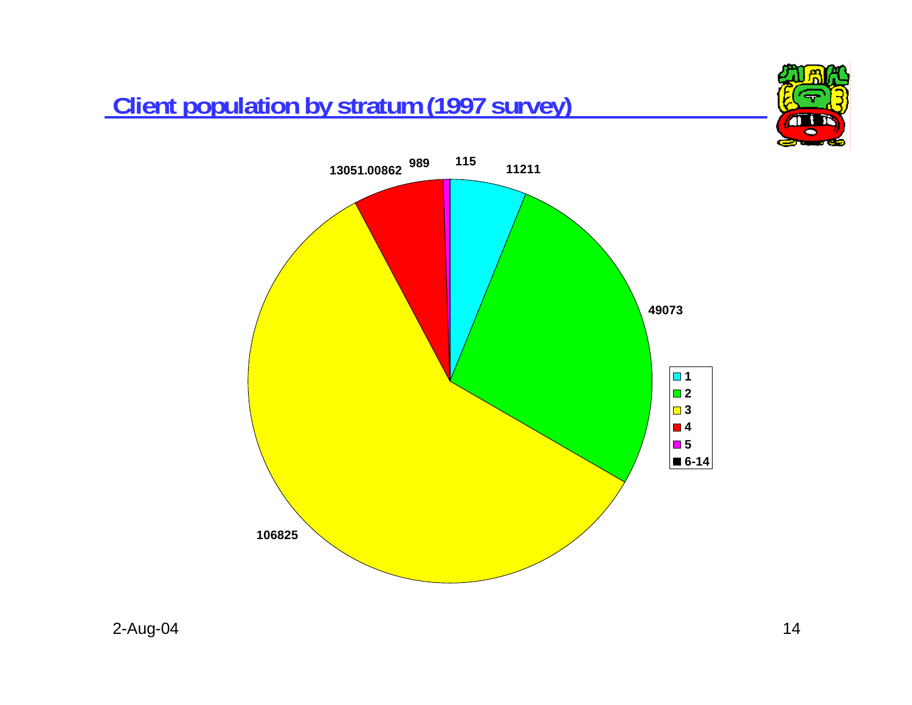# Client population by stratum (1997 survey)

13051.00862 989 115 11211

49073

106825

- 1
- 2
- 3
- 4
- 5
- 6-14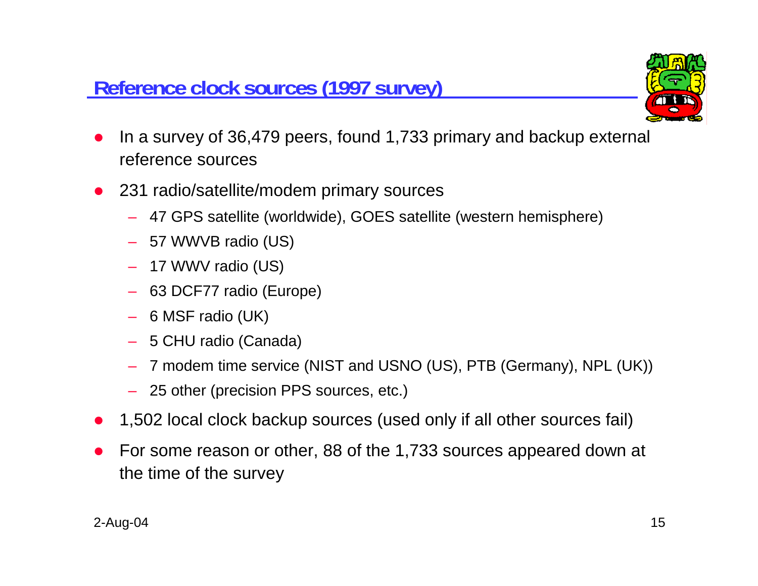## Reference clock sources (1997 survey)

- In a survey of 36,479 peers, found 1,733 primary and backup external reference sources
- 231 radio/satellite/modem primary sources
  - 47 GPS satellite (worldwide), GOES satellite (western hemisphere)
  - 57 WWVB radio (US)
  - 17 WWV radio (US)
  - 63 DCF77 radio (Europe)
  - 6 MSF radio (UK)
  - 5 CHU radio (Canada)
  - 7 modem time service (NIST and USNO (US), PTB (Germany), NPL (UK))
  - 25 other (precision PPS sources, etc.)
- 1,502 local clock backup sources (used only if all other sources fail)
- For some reason or other, 88 of the 1,733 sources appeared down at the time of the survey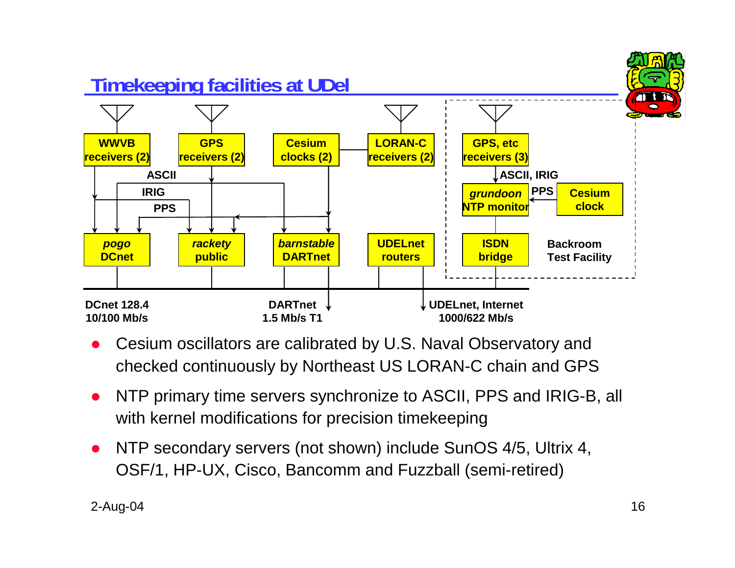# Timekeeping facilities at UDel

WWVB receivers (2) | GPS receivers (2) | Cesium clocks (2) | LORAN-C receivers (2) | GPS, etc receivers (3)

ASCII | IRIG | PPS | ASCII, IRIG | PPS

*grundoon* NTP monitor | Cesium clock

*pogo* DCnet | *rackety* public | *barnstable* DARTnet | UDELnet routers | ISDN bridge

Backroom Test Facility

DCnet 128.4 10/100 Mb/s | DARTnet 1.5 Mb/s T1 | UDELnet, Internet 1000/622 Mb/s

- Cesium oscillators are calibrated by U.S. Naval Observatory and checked continuously by Northeast US LORAN-C chain and GPS
- NTP primary time servers synchronize to ASCII, PPS and IRIG-B, all with kernel modifications for precision timekeeping
- NTP secondary servers (not shown) include SunOS 4/5, Ultrix 4, OSF/1, HP-UX, Cisco, Bancomm and Fuzzball (semi-retired)

2-Aug-04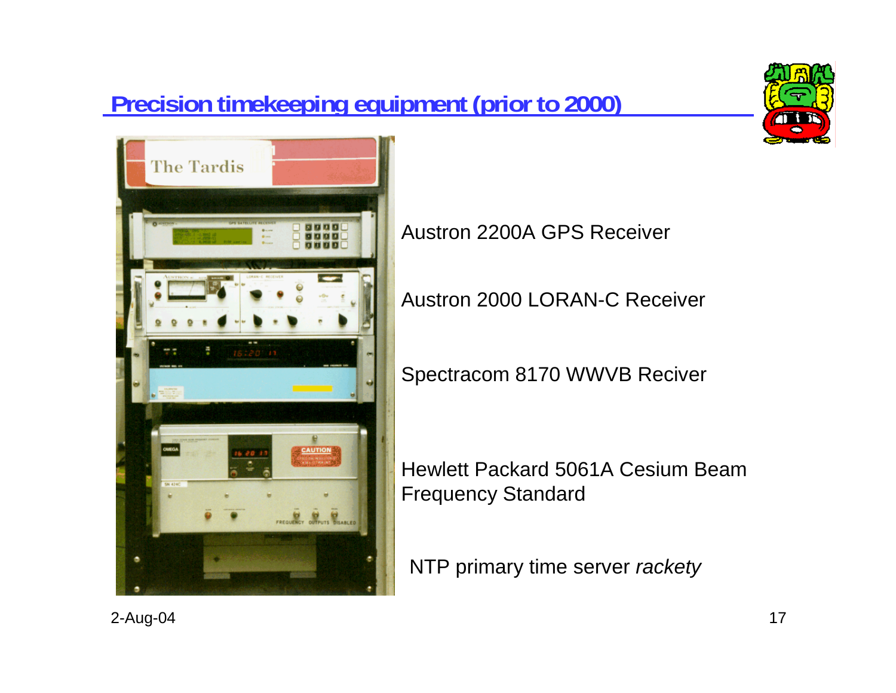## Precision timekeeping equipment (prior to 2000)

Austron 2200A GPS Receiver

Austron 2000 LORAN-C Receiver

Spectracom 8170 WWVB Reciver

Hewlett Packard 5061A Cesium Beam Frequency Standard

NTP primary time server *rackety*

2-Aug-04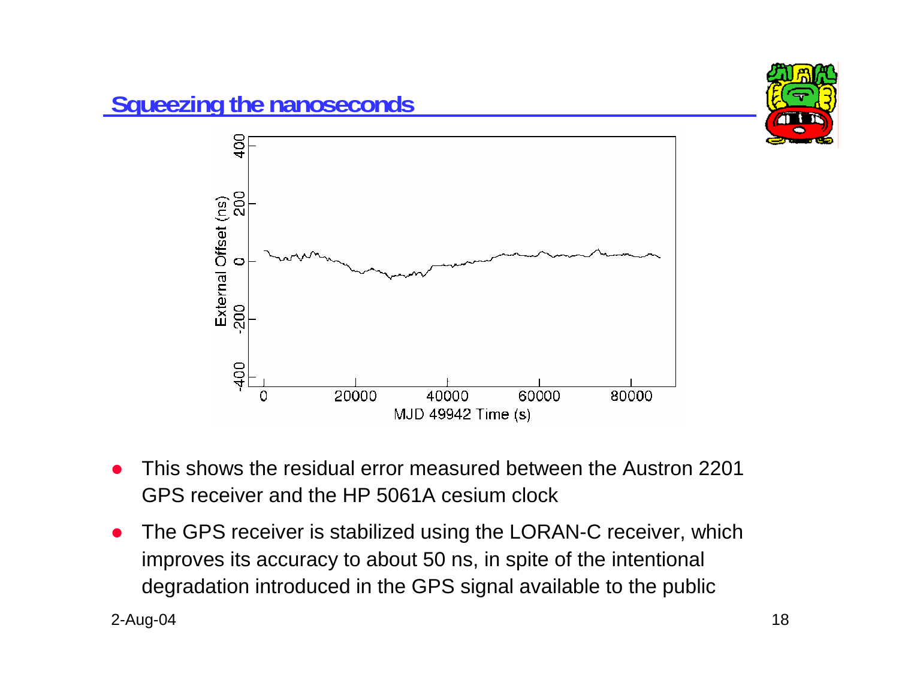## Squeezing the nanoseconds

- This shows the residual error measured between the Austron 2201 GPS receiver and the HP 5061A cesium clock
- The GPS receiver is stabilized using the LORAN-C receiver, which improves its accuracy to about 50 ns, in spite of the intentional degradation introduced in the GPS signal available to the public

2-Aug-04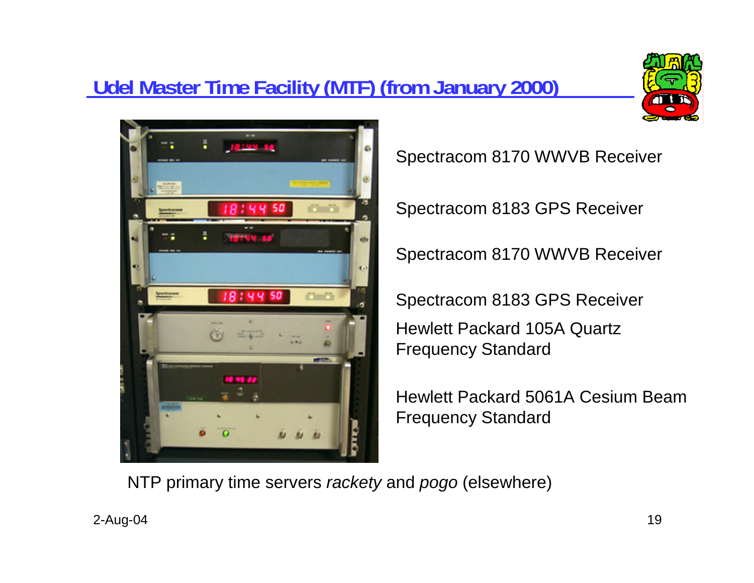# Udel Master Time Facility (MTF) (from January 2000)

Spectracom 8170 WWVB Receiver

Spectracom 8183 GPS Receiver

Spectracom 8170 WWVB Receiver

Spectracom 8183 GPS Receiver

Hewlett Packard 105A Quartz Frequency Standard

Hewlett Packard 5061A Cesium Beam Frequency Standard

NTP primary time servers *rackety* and *pogo* (elsewhere)

2-Aug-04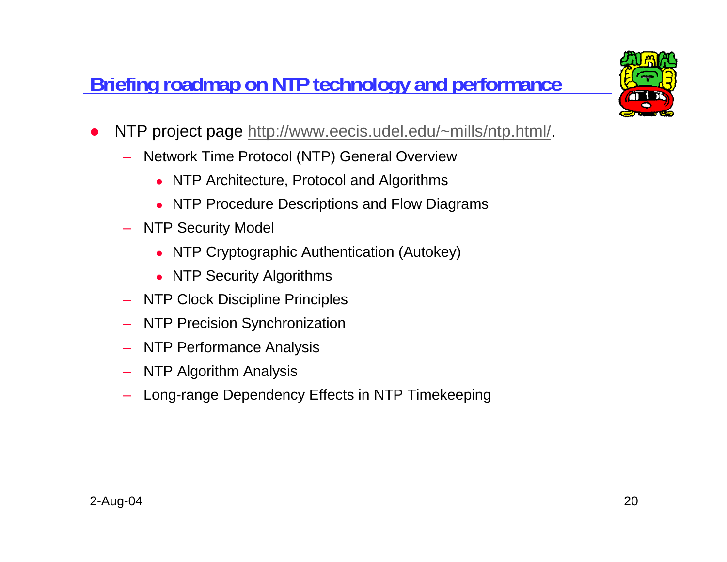## Briefing roadmap on NTP technology and performance

- NTP project page http://www.eecis.udel.edu/~mills/ntp.html/.
  - Network Time Protocol (NTP) General Overview
    - NTP Architecture, Protocol and Algorithms
    - NTP Procedure Descriptions and Flow Diagrams
  - NTP Security Model
    - NTP Cryptographic Authentication (Autokey)
    - NTP Security Algorithms
  - NTP Clock Discipline Principles
  - NTP Precision Synchronization
  - NTP Performance Analysis
  - NTP Algorithm Analysis
  - Long-range Dependency Effects in NTP Timekeeping

2-Aug-04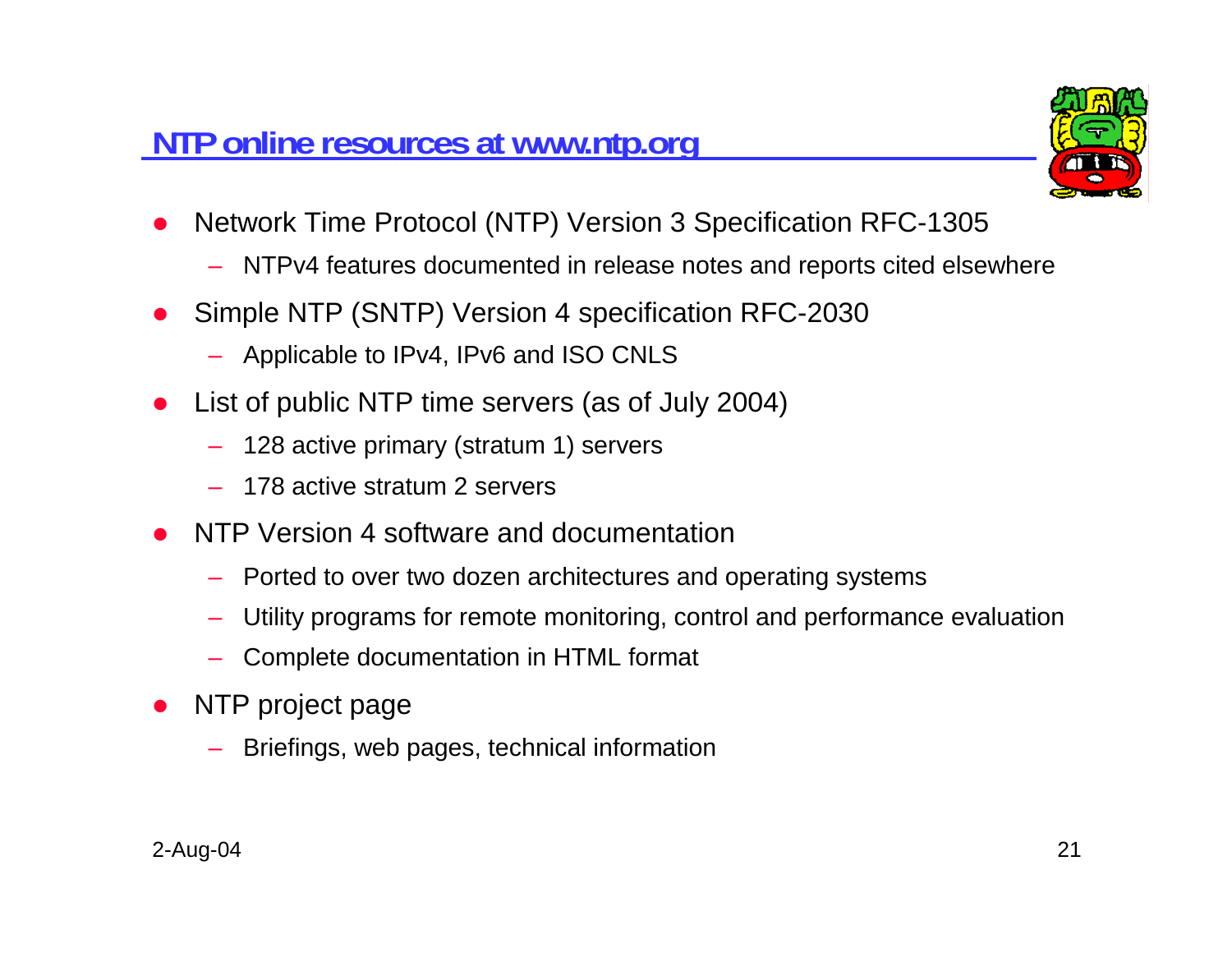## NTP online resources at www.ntp.org

- Network Time Protocol (NTP) Version 3 Specification RFC-1305
  - NTPv4 features documented in release notes and reports cited elsewhere
- Simple NTP (SNTP) Version 4 specification RFC-2030
  - Applicable to IPv4, IPv6 and ISO CNLS
- List of public NTP time servers (as of July 2004)
  - 128 active primary (stratum 1) servers
  - 178 active stratum 2 servers
- NTP Version 4 software and documentation
  - Ported to over two dozen architectures and operating systems
  - Utility programs for remote monitoring, control and performance evaluation
  - Complete documentation in HTML format
- NTP project page
  - Briefings, web pages, technical information

2-Aug-04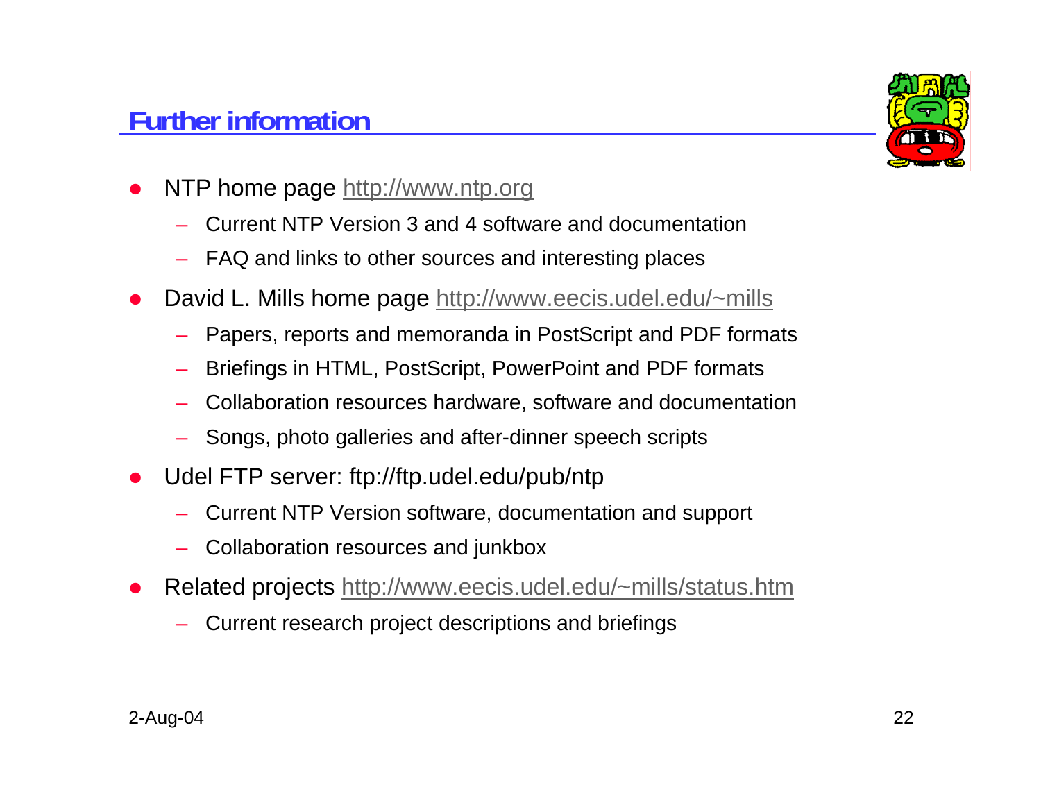## Further information

- NTP home page http://www.ntp.org
  - Current NTP Version 3 and 4 software and documentation
  - FAQ and links to other sources and interesting places
- David L. Mills home page http://www.eecis.udel.edu/~mills
  - Papers, reports and memoranda in PostScript and PDF formats
  - Briefings in HTML, PostScript, PowerPoint and PDF formats
  - Collaboration resources hardware, software and documentation
  - Songs, photo galleries and after-dinner speech scripts
- Udel FTP server: ftp://ftp.udel.edu/pub/ntp
  - Current NTP Version software, documentation and support
  - Collaboration resources and junkbox
- Related projects http://www.eecis.udel.edu/~mills/status.htm
  - Current research project descriptions and briefings

2-Aug-04